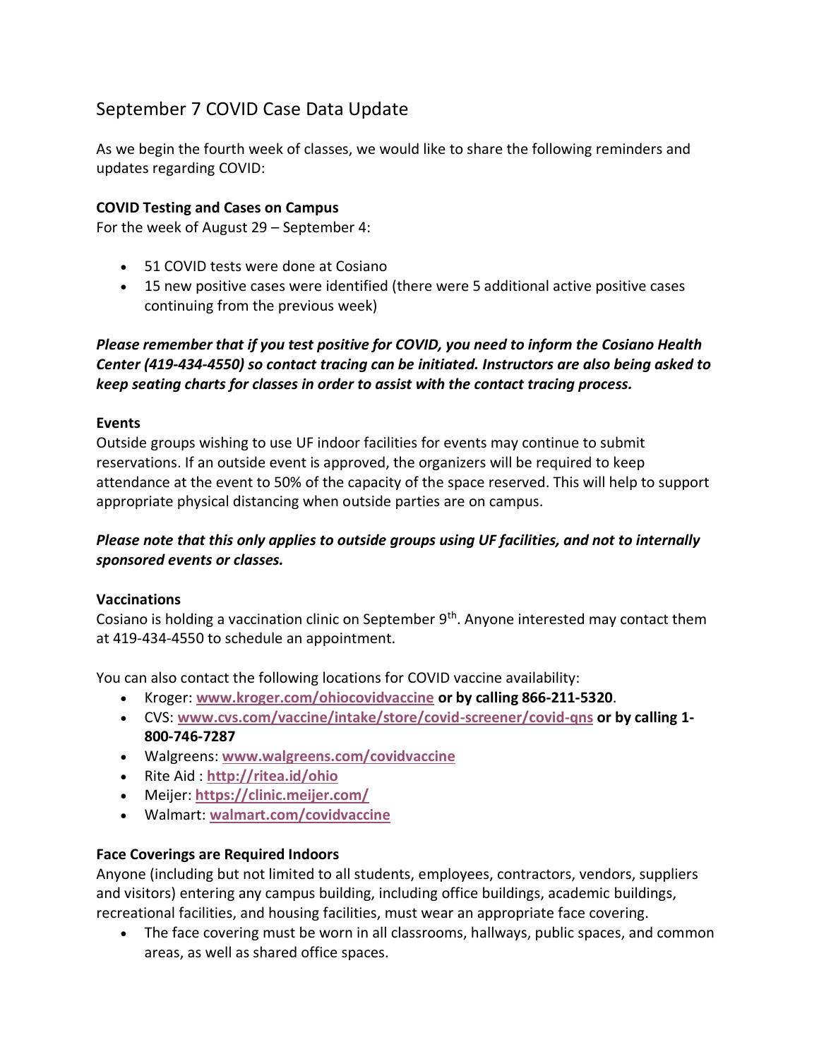# September 7 COVID Case Data Update

As we begin the fourth week of classes, we would like to share the following reminders and updates regarding COVID:

**COVID Testing and Cases on Campus**
For the week of August 29 – September 4:

- 51 COVID tests were done at Cosiano
- 15 new positive cases were identified (there were 5 additional active positive cases continuing from the previous week)

***Please remember that if you test positive for COVID, you need to inform the Cosiano Health Center (419-434-4550) so contact tracing can be initiated. Instructors are also being asked to keep seating charts for classes in order to assist with the contact tracing process.***

**Events**
Outside groups wishing to use UF indoor facilities for events may continue to submit reservations. If an outside event is approved, the organizers will be required to keep attendance at the event to 50% of the capacity of the space reserved. This will help to support appropriate physical distancing when outside parties are on campus.

***Please note that this only applies to outside groups using UF facilities, and not to internally sponsored events or classes.***

**Vaccinations**
Cosiano is holding a vaccination clinic on September 9th. Anyone interested may contact them at 419-434-4550 to schedule an appointment.

You can also contact the following locations for COVID vaccine availability:

- Kroger: **www.kroger.com/ohiocovidvaccine or by calling 866-211-5320**.
- CVS: **www.cvs.com/vaccine/intake/store/covid-screener/covid-qns or by calling 1-800-746-7287**
- Walgreens: **www.walgreens.com/covidvaccine**
- Rite Aid : **http://ritea.id/ohio**
- Meijer: **https://clinic.meijer.com/**
- Walmart: **walmart.com/covidvaccine**

**Face Coverings are Required Indoors**
Anyone (including but not limited to all students, employees, contractors, vendors, suppliers and visitors) entering any campus building, including office buildings, academic buildings, recreational facilities, and housing facilities, must wear an appropriate face covering.

- The face covering must be worn in all classrooms, hallways, public spaces, and common areas, as well as shared office spaces.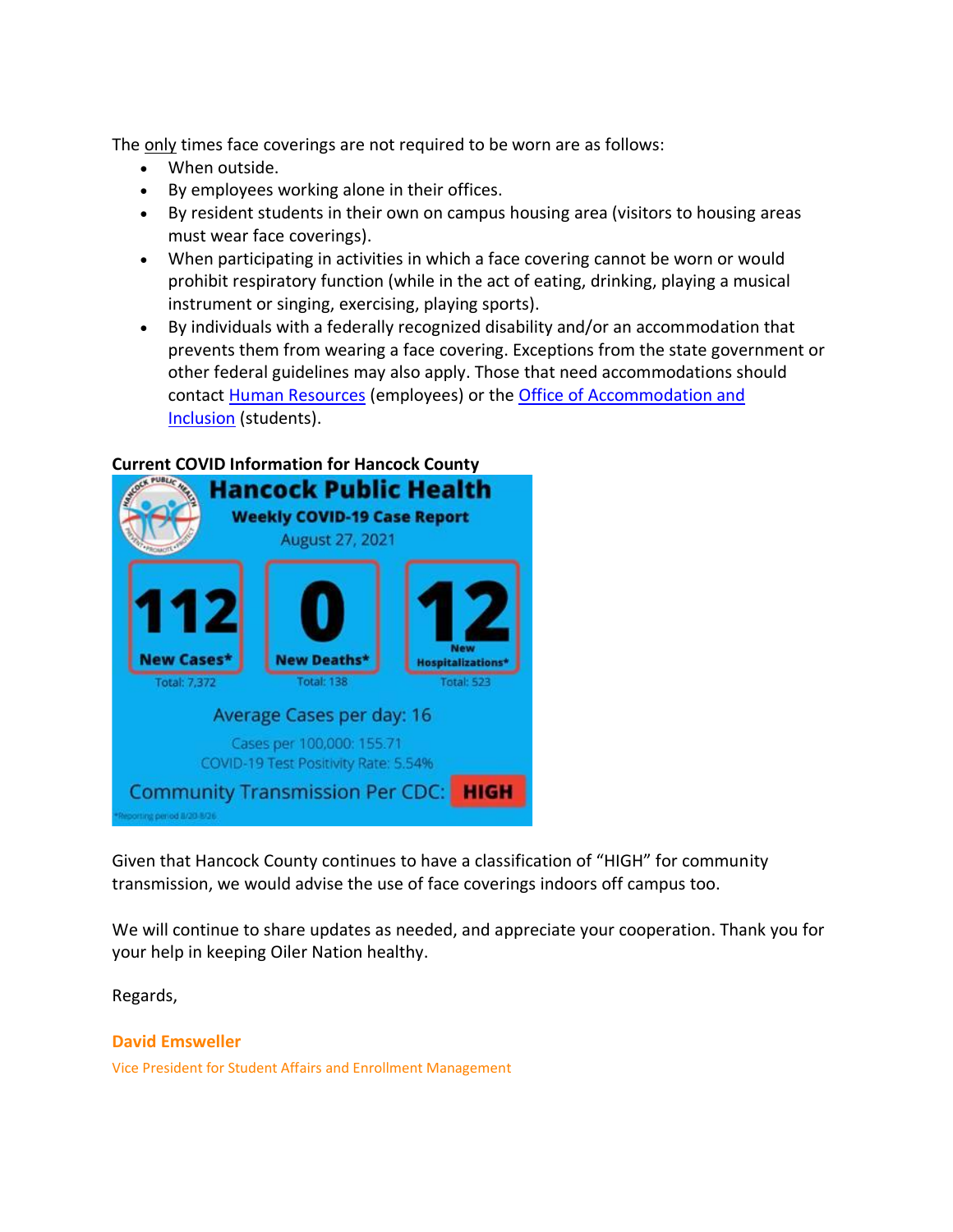The only times face coverings are not required to be worn are as follows:

- When outside.
- By employees working alone in their offices.
- By resident students in their own on campus housing area (visitors to housing areas must wear face coverings).
- When participating in activities in which a face covering cannot be worn or would prohibit respiratory function (while in the act of eating, drinking, playing a musical instrument or singing, exercising, playing sports).
- By individuals with a federally recognized disability and/or an accommodation that prevents them from wearing a face covering. Exceptions from the state government or other federal guidelines may also apply. Those that need accommodations should contact Human Resources (employees) or the Office of Accommodation and Inclusion (students).

**Current COVID Information for Hancock County**

Hancock Public Health

Weekly COVID-19 Case Report

August 27, 2021

112
New Cases*
Total: 7,372

0
New Deaths*
Total: 138

12
New Hospitalizations*
Total: 523

Average Cases per day: 16

Cases per 100,000: 155.71

COVID-19 Test Positivity Rate: 5.54%

Community Transmission Per CDC: HIGH

*Reporting period 8/20-8/26

Given that Hancock County continues to have a classification of "HIGH" for community transmission, we would advise the use of face coverings indoors off campus too.

We will continue to share updates as needed, and appreciate your cooperation. Thank you for your help in keeping Oiler Nation healthy.

Regards,

**David Emsweller**

Vice President for Student Affairs and Enrollment Management